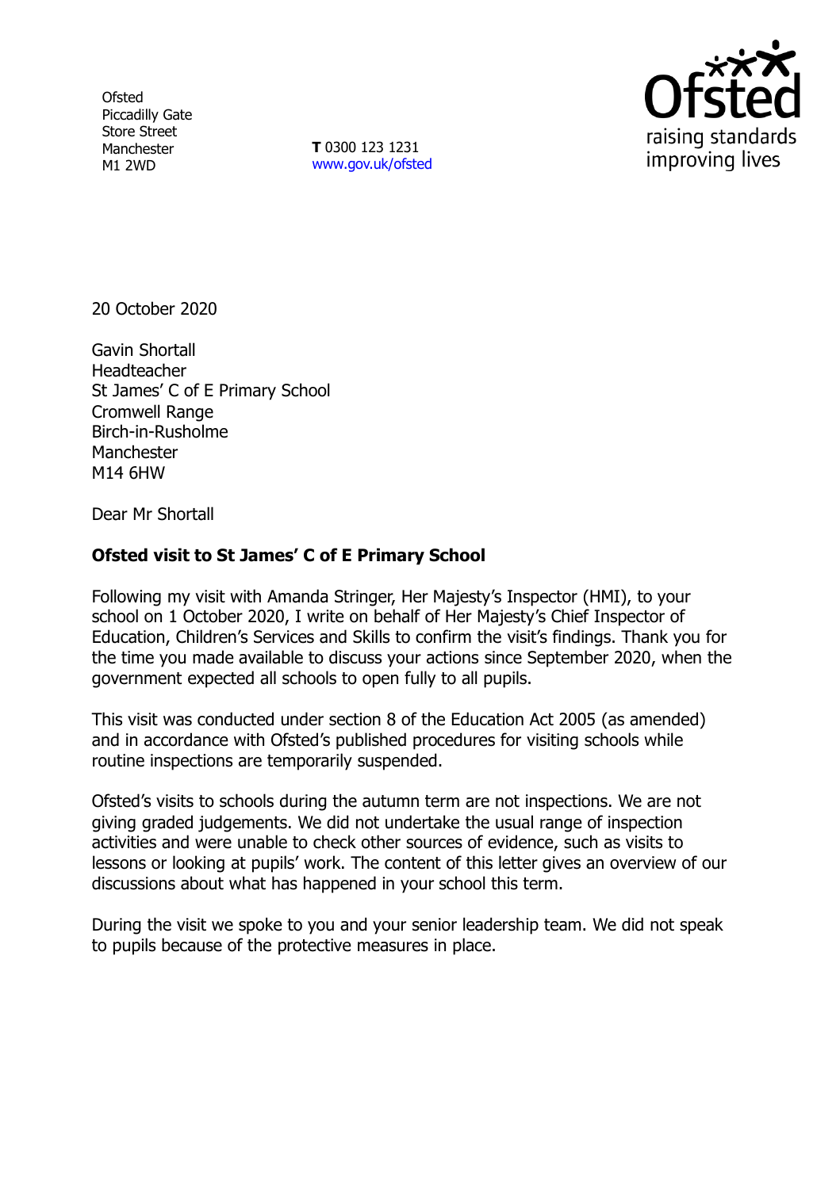Ofsted
Piccadilly Gate
Store Street
Manchester
M1 2WD

**T** 0300 123 1231
www.gov.uk/ofsted

20 October 2020

Gavin Shortall
Headteacher
St James' C of E Primary School
Cromwell Range
Birch-in-Rusholme
Manchester
M14 6HW

Dear Mr Shortall

**Ofsted visit to St James' C of E Primary School**

Following my visit with Amanda Stringer, Her Majesty's Inspector (HMI), to your school on 1 October 2020, I write on behalf of Her Majesty's Chief Inspector of Education, Children's Services and Skills to confirm the visit's findings. Thank you for the time you made available to discuss your actions since September 2020, when the government expected all schools to open fully to all pupils.

This visit was conducted under section 8 of the Education Act 2005 (as amended) and in accordance with Ofsted's published procedures for visiting schools while routine inspections are temporarily suspended.

Ofsted's visits to schools during the autumn term are not inspections. We are not giving graded judgements. We did not undertake the usual range of inspection activities and were unable to check other sources of evidence, such as visits to lessons or looking at pupils' work. The content of this letter gives an overview of our discussions about what has happened in your school this term.

During the visit we spoke to you and your senior leadership team. We did not speak to pupils because of the protective measures in place.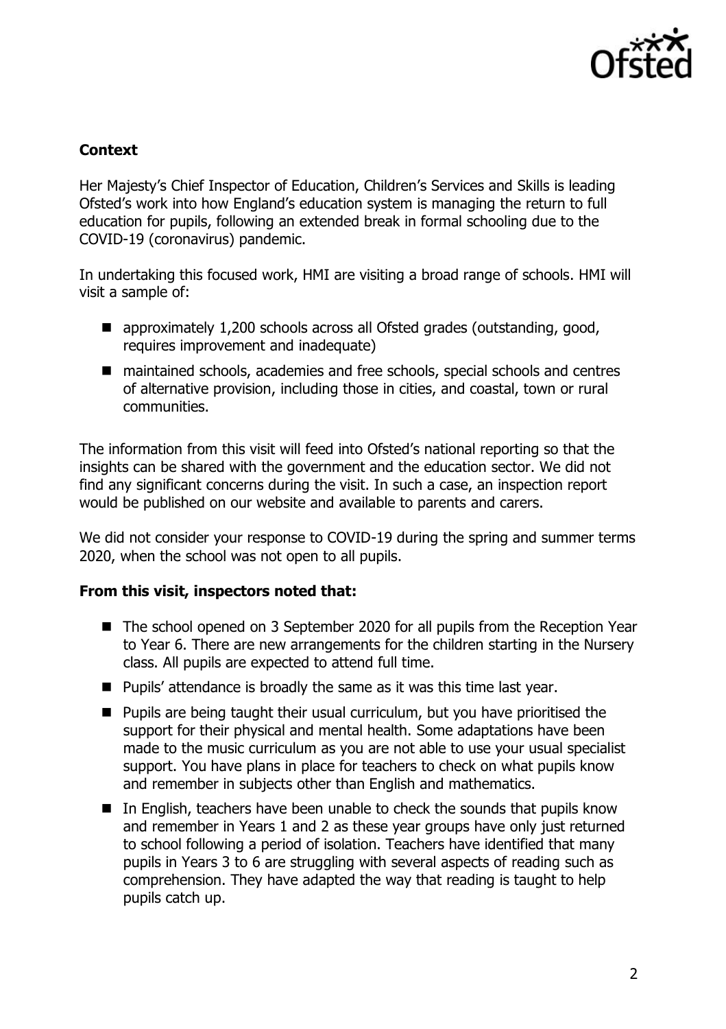## Context

Her Majesty's Chief Inspector of Education, Children's Services and Skills is leading Ofsted's work into how England's education system is managing the return to full education for pupils, following an extended break in formal schooling due to the COVID-19 (coronavirus) pandemic.

In undertaking this focused work, HMI are visiting a broad range of schools. HMI will visit a sample of:

- approximately 1,200 schools across all Ofsted grades (outstanding, good, requires improvement and inadequate)
- maintained schools, academies and free schools, special schools and centres of alternative provision, including those in cities, and coastal, town or rural communities.

The information from this visit will feed into Ofsted's national reporting so that the insights can be shared with the government and the education sector. We did not find any significant concerns during the visit. In such a case, an inspection report would be published on our website and available to parents and carers.

We did not consider your response to COVID-19 during the spring and summer terms 2020, when the school was not open to all pupils.

### From this visit, inspectors noted that:

- The school opened on 3 September 2020 for all pupils from the Reception Year to Year 6. There are new arrangements for the children starting in the Nursery class. All pupils are expected to attend full time.
- Pupils' attendance is broadly the same as it was this time last year.
- Pupils are being taught their usual curriculum, but you have prioritised the support for their physical and mental health. Some adaptations have been made to the music curriculum as you are not able to use your usual specialist support. You have plans in place for teachers to check on what pupils know and remember in subjects other than English and mathematics.
- In English, teachers have been unable to check the sounds that pupils know and remember in Years 1 and 2 as these year groups have only just returned to school following a period of isolation. Teachers have identified that many pupils in Years 3 to 6 are struggling with several aspects of reading such as comprehension. They have adapted the way that reading is taught to help pupils catch up.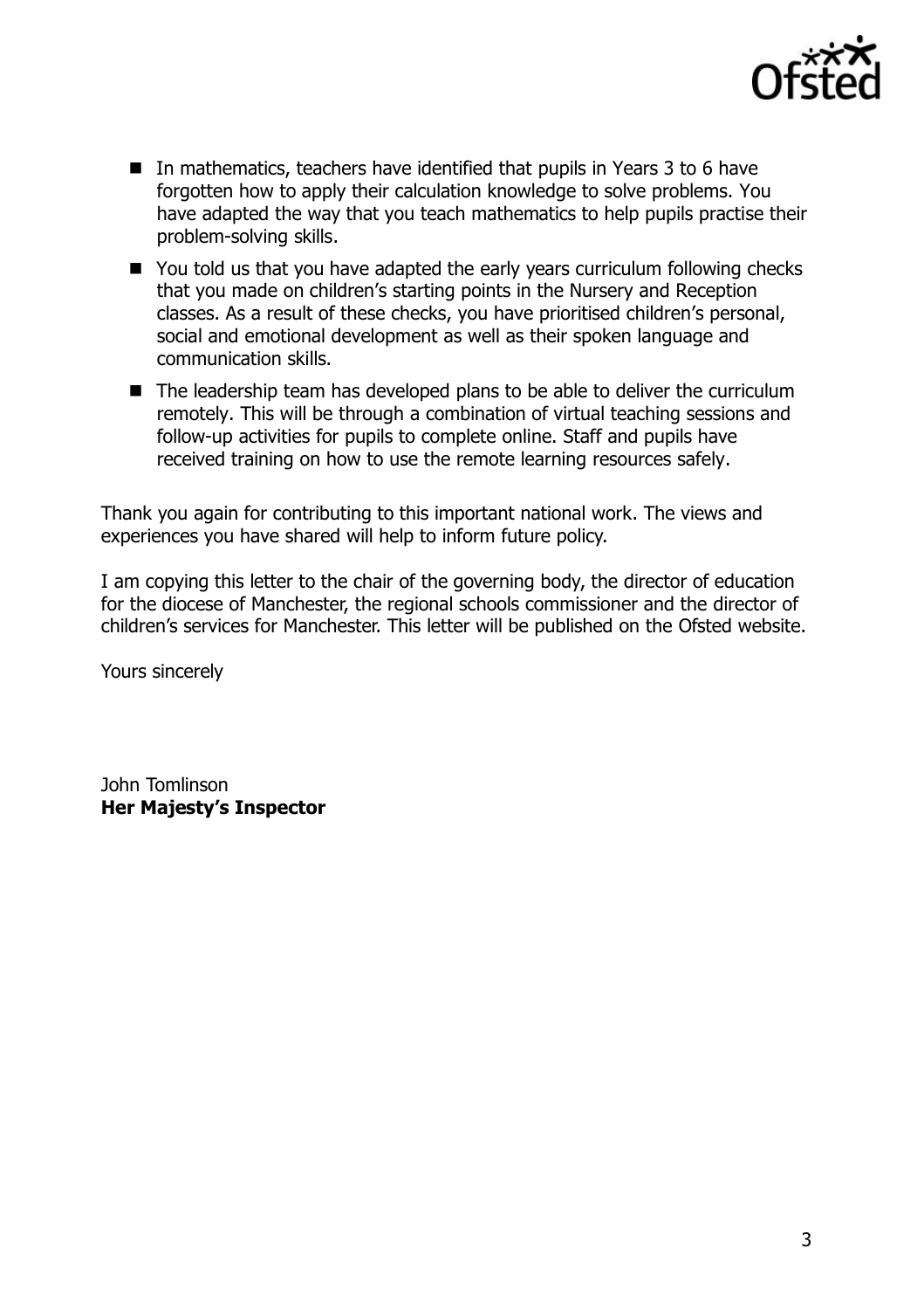- In mathematics, teachers have identified that pupils in Years 3 to 6 have forgotten how to apply their calculation knowledge to solve problems. You have adapted the way that you teach mathematics to help pupils practise their problem-solving skills.
- You told us that you have adapted the early years curriculum following checks that you made on children's starting points in the Nursery and Reception classes. As a result of these checks, you have prioritised children's personal, social and emotional development as well as their spoken language and communication skills.
- The leadership team has developed plans to be able to deliver the curriculum remotely. This will be through a combination of virtual teaching sessions and follow-up activities for pupils to complete online. Staff and pupils have received training on how to use the remote learning resources safely.

Thank you again for contributing to this important national work. The views and experiences you have shared will help to inform future policy.

I am copying this letter to the chair of the governing body, the director of education for the diocese of Manchester, the regional schools commissioner and the director of children's services for Manchester. This letter will be published on the Ofsted website.

Yours sincerely

John Tomlinson
**Her Majesty's Inspector**